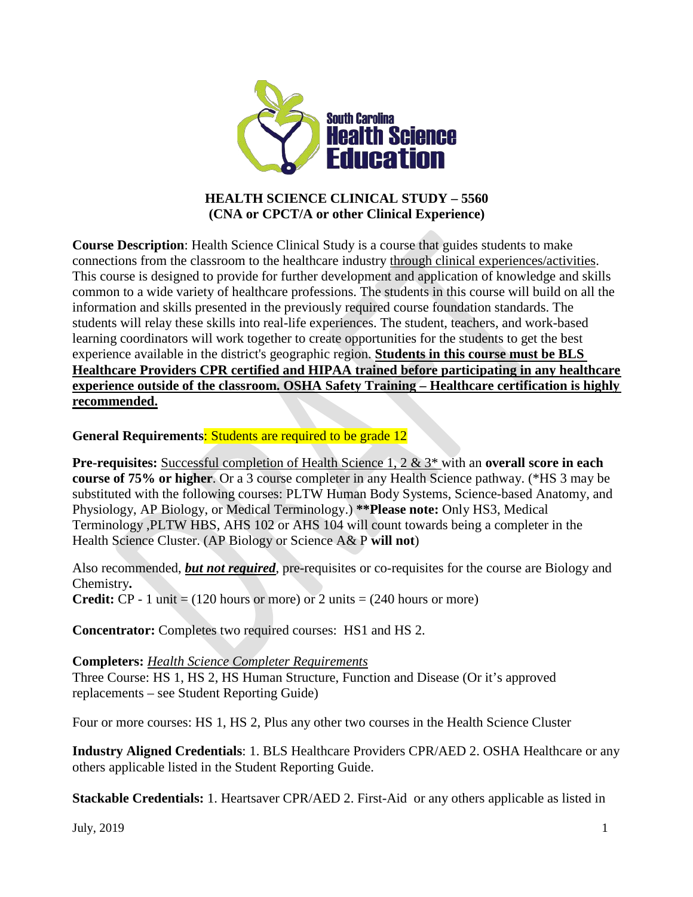# HEALTH SCIENCE CLINICAL STUDY – 5560
## (CNA or CPCT/A or other Clinical Experience)

**Course Description**: Health Science Clinical Study is a course that guides students to make connections from the classroom to the healthcare industry through clinical experiences/activities. This course is designed to provide for further development and application of knowledge and skills common to a wide variety of healthcare professions. The students in this course will build on all the information and skills presented in the previously required course foundation standards. The students will relay these skills into real-life experiences. The student, teachers, and work-based learning coordinators will work together to create opportunities for the students to get the best experience available in the district's geographic region. **Students in this course must be BLS Healthcare Providers CPR certified and HIPAA trained before participating in any healthcare experience outside of the classroom. OSHA Safety Training – Healthcare certification is highly recommended.**

**General Requirements**: Students are required to be grade 12

**Pre-requisites:** Successful completion of Health Science 1, 2 & 3* with an **overall score in each course of 75% or higher**. Or a 3 course completer in any Health Science pathway. (*HS 3 may be substituted with the following courses: PLTW Human Body Systems, Science-based Anatomy, and Physiology, AP Biology, or Medical Terminology.) ****Please note:** Only HS3, Medical Terminology ,PLTW HBS, AHS 102 or AHS 104 will count towards being a completer in the Health Science Cluster. (AP Biology or Science A& P **will not**)

Also recommended, ***but not required***, pre-requisites or co-requisites for the course are Biology and Chemistry**.**

**Credit:** CP - 1 unit = (120 hours or more) or 2 units = (240 hours or more)

**Concentrator:** Completes two required courses: HS1 and HS 2.

**Completers:** *Health Science Completer Requirements*
Three Course: HS 1, HS 2, HS Human Structure, Function and Disease (Or it's approved replacements – see Student Reporting Guide)

Four or more courses: HS 1, HS 2, Plus any other two courses in the Health Science Cluster

**Industry Aligned Credentials**: 1. BLS Healthcare Providers CPR/AED 2. OSHA Healthcare or any others applicable listed in the Student Reporting Guide.

**Stackable Credentials:** 1. Heartsaver CPR/AED 2. First-Aid or any others applicable as listed in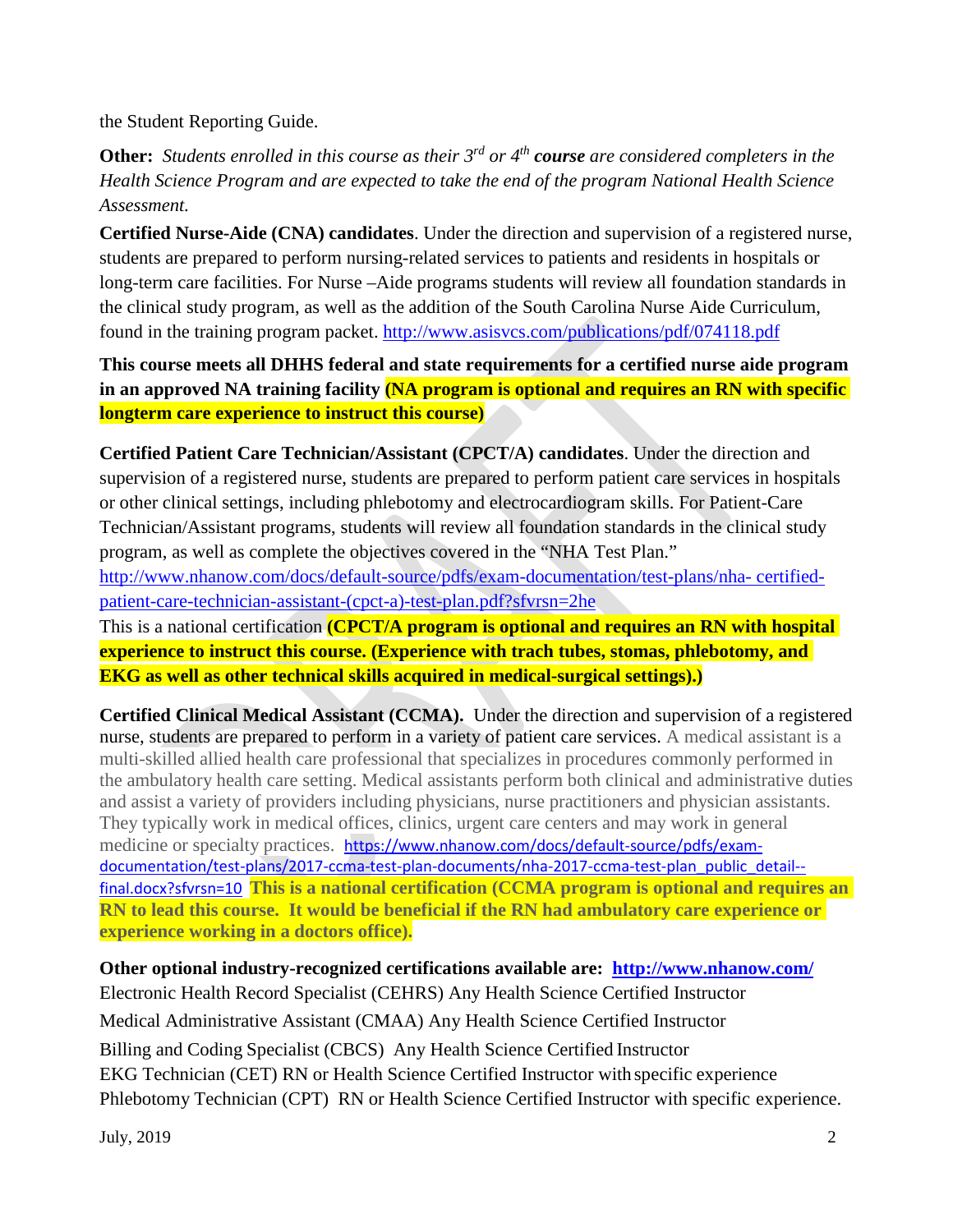the Student Reporting Guide.

**Other:** *Students enrolled in this course as their 3rd or 4th **course** are considered completers in the Health Science Program and are expected to take the end of the program National Health Science Assessment.*

**Certified Nurse-Aide (CNA) candidates**. Under the direction and supervision of a registered nurse, students are prepared to perform nursing-related services to patients and residents in hospitals or long-term care facilities. For Nurse –Aide programs students will review all foundation standards in the clinical study program, as well as the addition of the South Carolina Nurse Aide Curriculum, found in the training program packet. http://www.asisvcs.com/publications/pdf/074118.pdf

**This course meets all DHHS federal and state requirements for a certified nurse aide program in an approved NA training facility (NA program is optional and requires an RN with specific longterm care experience to instruct this course)**

**Certified Patient Care Technician/Assistant (CPCT/A) candidates**. Under the direction and supervision of a registered nurse, students are prepared to perform patient care services in hospitals or other clinical settings, including phlebotomy and electrocardiogram skills. For Patient-Care Technician/Assistant programs, students will review all foundation standards in the clinical study program, as well as complete the objectives covered in the "NHA Test Plan."
http://www.nhanow.com/docs/default-source/pdfs/exam-documentation/test-plans/nha- certified-patient-care-technician-assistant-(cpct-a)-test-plan.pdf?sfvrsn=2he
This is a national certification **(CPCT/A program is optional and requires an RN with hospital experience to instruct this course. (Experience with trach tubes, stomas, phlebotomy, and EKG as well as other technical skills acquired in medical-surgical settings).)**

**Certified Clinical Medical Assistant (CCMA).** Under the direction and supervision of a registered nurse, students are prepared to perform in a variety of patient care services. A medical assistant is a multi-skilled allied health care professional that specializes in procedures commonly performed in the ambulatory health care setting. Medical assistants perform both clinical and administrative duties and assist a variety of providers including physicians, nurse practitioners and physician assistants. They typically work in medical offices, clinics, urgent care centers and may work in general medicine or specialty practices. https://www.nhanow.com/docs/default-source/pdfs/exam-documentation/test-plans/2017-ccma-test-plan-documents/nha-2017-ccma-test-plan_public_detail--final.docx?sfvrsn=10 **This is a national certification (CCMA program is optional and requires an RN to lead this course. It would be beneficial if the RN had ambulatory care experience or experience working in a doctors office).**

**Other optional industry-recognized certifications available are: http://www.nhanow.com/**
Electronic Health Record Specialist (CEHRS) Any Health Science Certified Instructor
Medical Administrative Assistant (CMAA) Any Health Science Certified Instructor
Billing and Coding Specialist (CBCS) Any Health Science Certified Instructor
EKG Technician (CET) RN or Health Science Certified Instructor with specific experience
Phlebotomy Technician (CPT) RN or Health Science Certified Instructor with specific experience.

July, 2019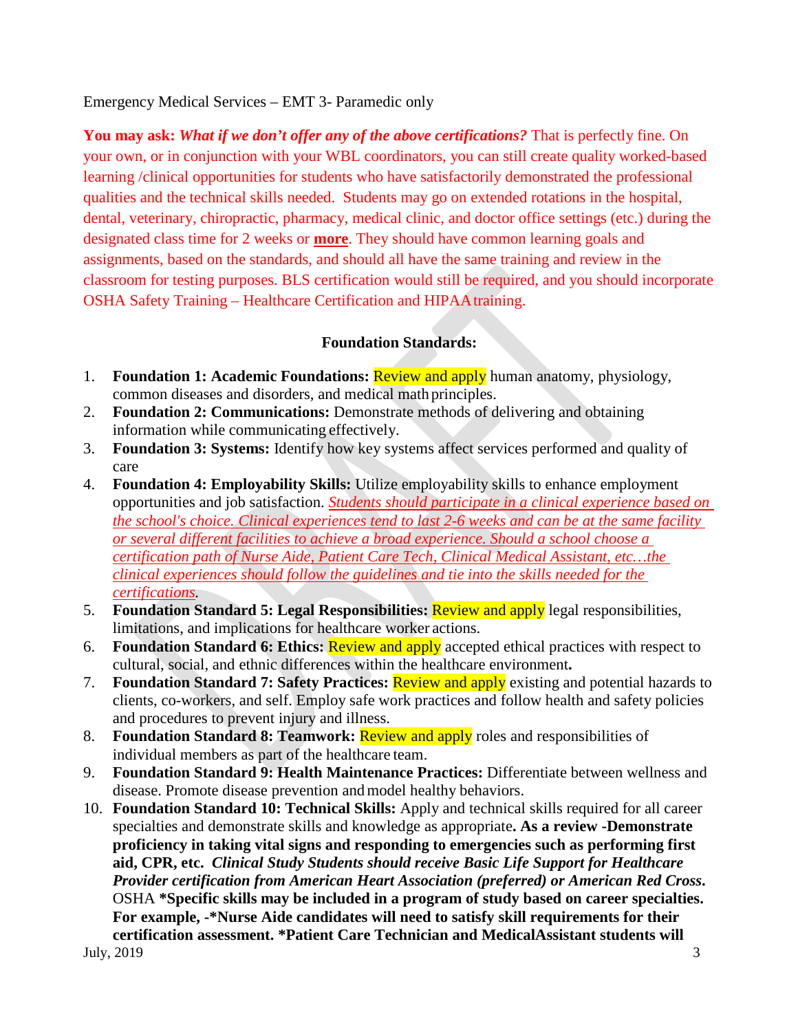Emergency Medical Services – EMT 3- Paramedic only

**You may ask:** ***What if we don't offer any of the above certifications?*** That is perfectly fine. On your own, or in conjunction with your WBL coordinators, you can still create quality worked-based learning /clinical opportunities for students who have satisfactorily demonstrated the professional qualities and the technical skills needed. Students may go on extended rotations in the hospital, dental, veterinary, chiropractic, pharmacy, medical clinic, and doctor office settings (etc.) during the designated class time for 2 weeks or **more**. They should have common learning goals and assignments, based on the standards, and should all have the same training and review in the classroom for testing purposes. BLS certification would still be required, and you should incorporate OSHA Safety Training – Healthcare Certification and HIPAA training.

**Foundation Standards:**

1. **Foundation 1: Academic Foundations:** Review and apply human anatomy, physiology, common diseases and disorders, and medical math principles.
2. **Foundation 2: Communications:** Demonstrate methods of delivering and obtaining information while communicating effectively.
3. **Foundation 3: Systems:** Identify how key systems affect services performed and quality of care
4. **Foundation 4: Employability Skills:** Utilize employability skills to enhance employment opportunities and job satisfaction. *Students should participate in a clinical experience based on the school's choice. Clinical experiences tend to last 2-6 weeks and can be at the same facility or several different facilities to achieve a broad experience. Should a school choose a certification path of Nurse Aide, Patient Care Tech, Clinical Medical Assistant, etc…the clinical experiences should follow the guidelines and tie into the skills needed for the certifications.*
5. **Foundation Standard 5: Legal Responsibilities:** Review and apply legal responsibilities, limitations, and implications for healthcare worker actions.
6. **Foundation Standard 6: Ethics:** Review and apply accepted ethical practices with respect to cultural, social, and ethnic differences within the healthcare environment**.**
7. **Foundation Standard 7: Safety Practices:** Review and apply existing and potential hazards to clients, co-workers, and self. Employ safe work practices and follow health and safety policies and procedures to prevent injury and illness.
8. **Foundation Standard 8: Teamwork:** Review and apply roles and responsibilities of individual members as part of the healthcare team.
9. **Foundation Standard 9: Health Maintenance Practices:** Differentiate between wellness and disease. Promote disease prevention and model healthy behaviors.
10. **Foundation Standard 10: Technical Skills:** Apply and technical skills required for all career specialties and demonstrate skills and knowledge as appropriate**. As a review -Demonstrate proficiency in taking vital signs and responding to emergencies such as performing first aid, CPR, etc.** ***Clinical Study Students should receive Basic Life Support for Healthcare Provider certification from American Heart Association (preferred) or American Red Cross.*** OSHA **\*Specific skills may be included in a program of study based on career specialties. For example, -\*Nurse Aide candidates will need to satisfy skill requirements for their certification assessment. \*Patient Care Technician and MedicalAssistant students will**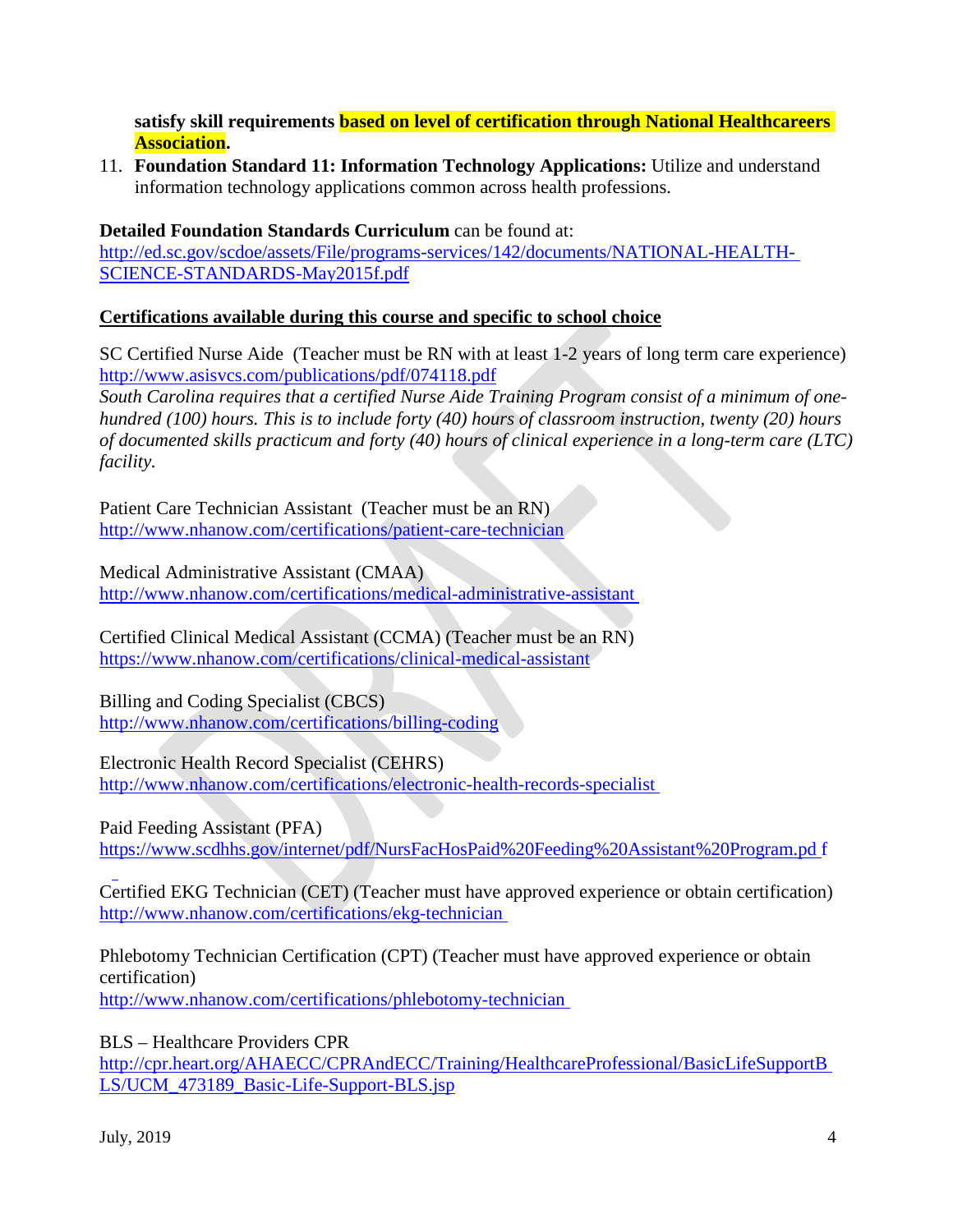**satisfy skill requirements based on level of certification through National Healthcareers Association.**

11. **Foundation Standard 11: Information Technology Applications:** Utilize and understand information technology applications common across health professions.

**Detailed Foundation Standards Curriculum** can be found at:
http://ed.sc.gov/scdoe/assets/File/programs-services/142/documents/NATIONAL-HEALTH-SCIENCE-STANDARDS-May2015f.pdf

**Certifications available during this course and specific to school choice**

SC Certified Nurse Aide (Teacher must be RN with at least 1-2 years of long term care experience)
http://www.asisvcs.com/publications/pdf/074118.pdf
*South Carolina requires that a certified Nurse Aide Training Program consist of a minimum of one-hundred (100) hours. This is to include forty (40) hours of classroom instruction, twenty (20) hours of documented skills practicum and forty (40) hours of clinical experience in a long-term care (LTC) facility.*

Patient Care Technician Assistant (Teacher must be an RN)
http://www.nhanow.com/certifications/patient-care-technician

Medical Administrative Assistant (CMAA)
http://www.nhanow.com/certifications/medical-administrative-assistant

Certified Clinical Medical Assistant (CCMA) (Teacher must be an RN)
https://www.nhanow.com/certifications/clinical-medical-assistant

Billing and Coding Specialist (CBCS)
http://www.nhanow.com/certifications/billing-coding

Electronic Health Record Specialist (CEHRS)
http://www.nhanow.com/certifications/electronic-health-records-specialist

Paid Feeding Assistant (PFA)
https://www.scdhhs.gov/internet/pdf/NursFacHosPaid%20Feeding%20Assistant%20Program.pdf

Certified EKG Technician (CET) (Teacher must have approved experience or obtain certification)
http://www.nhanow.com/certifications/ekg-technician

Phlebotomy Technician Certification (CPT) (Teacher must have approved experience or obtain certification)
http://www.nhanow.com/certifications/phlebotomy-technician

BLS – Healthcare Providers CPR
http://cpr.heart.org/AHAECC/CPRAndECC/Training/HealthcareProfessional/BasicLifeSupportBLS/UCM_473189_Basic-Life-Support-BLS.jsp

July, 2019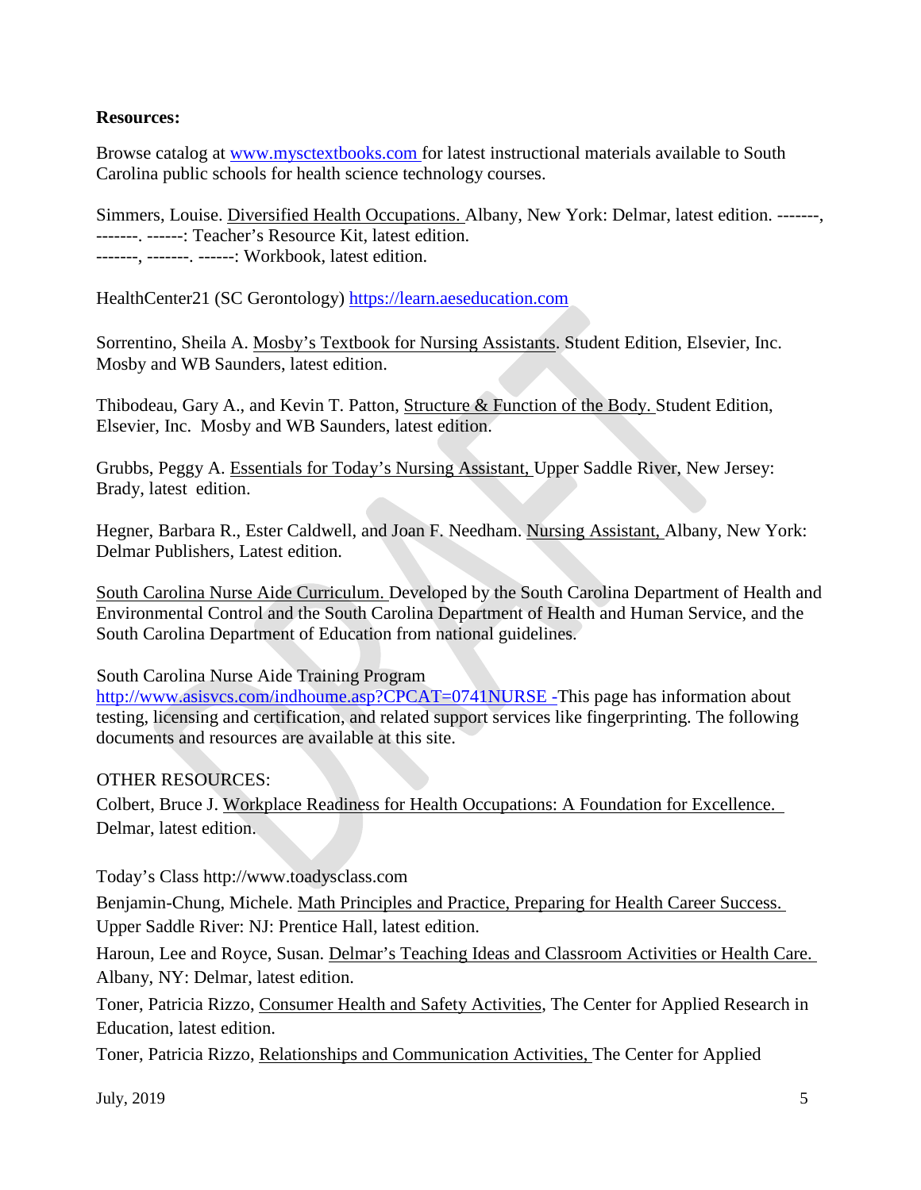**Resources:**

Browse catalog at www.mysctextbooks.com for latest instructional materials available to South Carolina public schools for health science technology courses.

Simmers, Louise. Diversified Health Occupations. Albany, New York: Delmar, latest edition. -------, -------. ------: Teacher's Resource Kit, latest edition.
-------, -------. ------: Workbook, latest edition.

HealthCenter21 (SC Gerontology) https://learn.aeseducation.com

Sorrentino, Sheila A. Mosby's Textbook for Nursing Assistants. Student Edition, Elsevier, Inc. Mosby and WB Saunders, latest edition.

Thibodeau, Gary A., and Kevin T. Patton, Structure & Function of the Body. Student Edition, Elsevier, Inc. Mosby and WB Saunders, latest edition.

Grubbs, Peggy A. Essentials for Today's Nursing Assistant, Upper Saddle River, New Jersey: Brady, latest edition.

Hegner, Barbara R., Ester Caldwell, and Joan F. Needham. Nursing Assistant, Albany, New York: Delmar Publishers, Latest edition.

South Carolina Nurse Aide Curriculum. Developed by the South Carolina Department of Health and Environmental Control and the South Carolina Department of Health and Human Service, and the South Carolina Department of Education from national guidelines.

South Carolina Nurse Aide Training Program
http://www.asisvcs.com/indhoume.asp?CPCAT=0741NURSE -This page has information about testing, licensing and certification, and related support services like fingerprinting. The following documents and resources are available at this site.

OTHER RESOURCES:
Colbert, Bruce J. Workplace Readiness for Health Occupations: A Foundation for Excellence. Delmar, latest edition.

Today's Class http://www.toadysclass.com

Benjamin-Chung, Michele. Math Principles and Practice, Preparing for Health Career Success. Upper Saddle River: NJ: Prentice Hall, latest edition.

Haroun, Lee and Royce, Susan. Delmar's Teaching Ideas and Classroom Activities or Health Care. Albany, NY: Delmar, latest edition.

Toner, Patricia Rizzo, Consumer Health and Safety Activities, The Center for Applied Research in Education, latest edition.

Toner, Patricia Rizzo, Relationships and Communication Activities, The Center for Applied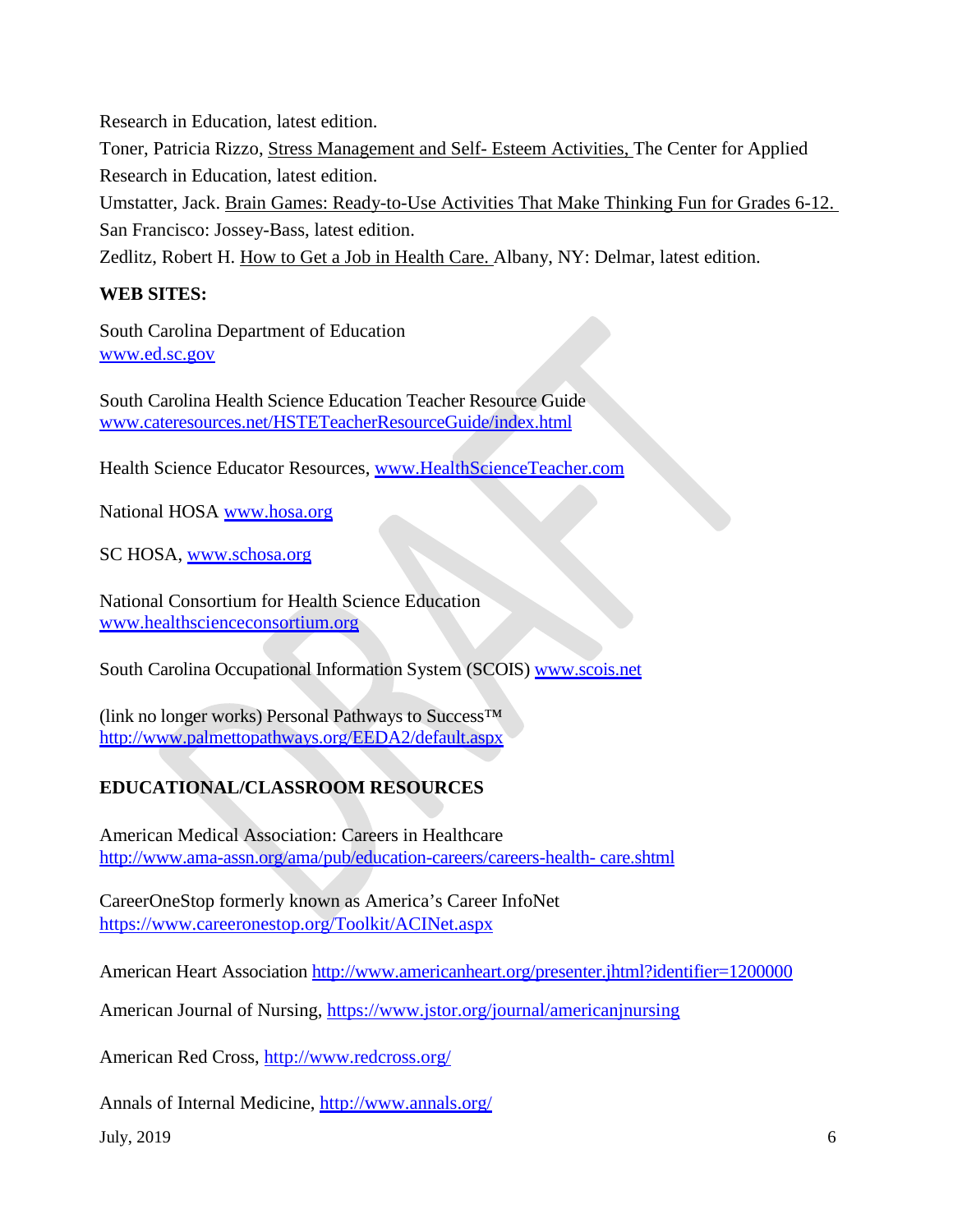Research in Education, latest edition.

Toner, Patricia Rizzo, Stress Management and Self- Esteem Activities, The Center for Applied Research in Education, latest edition.

Umstatter, Jack. Brain Games: Ready-to-Use Activities That Make Thinking Fun for Grades 6-12. San Francisco: Jossey-Bass, latest edition.

Zedlitz, Robert H. How to Get a Job in Health Care. Albany, NY: Delmar, latest edition.

**WEB SITES:**

South Carolina Department of Education
www.ed.sc.gov

South Carolina Health Science Education Teacher Resource Guide
www.cateresources.net/HSTETeacherResourceGuide/index.html

Health Science Educator Resources, www.HealthScienceTeacher.com

National HOSA www.hosa.org

SC HOSA, www.schosa.org

National Consortium for Health Science Education
www.healthscienceconsortium.org

South Carolina Occupational Information System (SCOIS) www.scois.net

(link no longer works) Personal Pathways to Success™
http://www.palmettopathways.org/EEDA2/default.aspx

**EDUCATIONAL/CLASSROOM RESOURCES**

American Medical Association: Careers in Healthcare
http://www.ama-assn.org/ama/pub/education-careers/careers-health- care.shtml

CareerOneStop formerly known as America's Career InfoNet
https://www.careeronestop.org/Toolkit/ACINet.aspx

American Heart Association http://www.americanheart.org/presenter.jhtml?identifier=1200000

American Journal of Nursing, https://www.jstor.org/journal/americanjnursing

American Red Cross, http://www.redcross.org/

Annals of Internal Medicine, http://www.annals.org/

July, 2019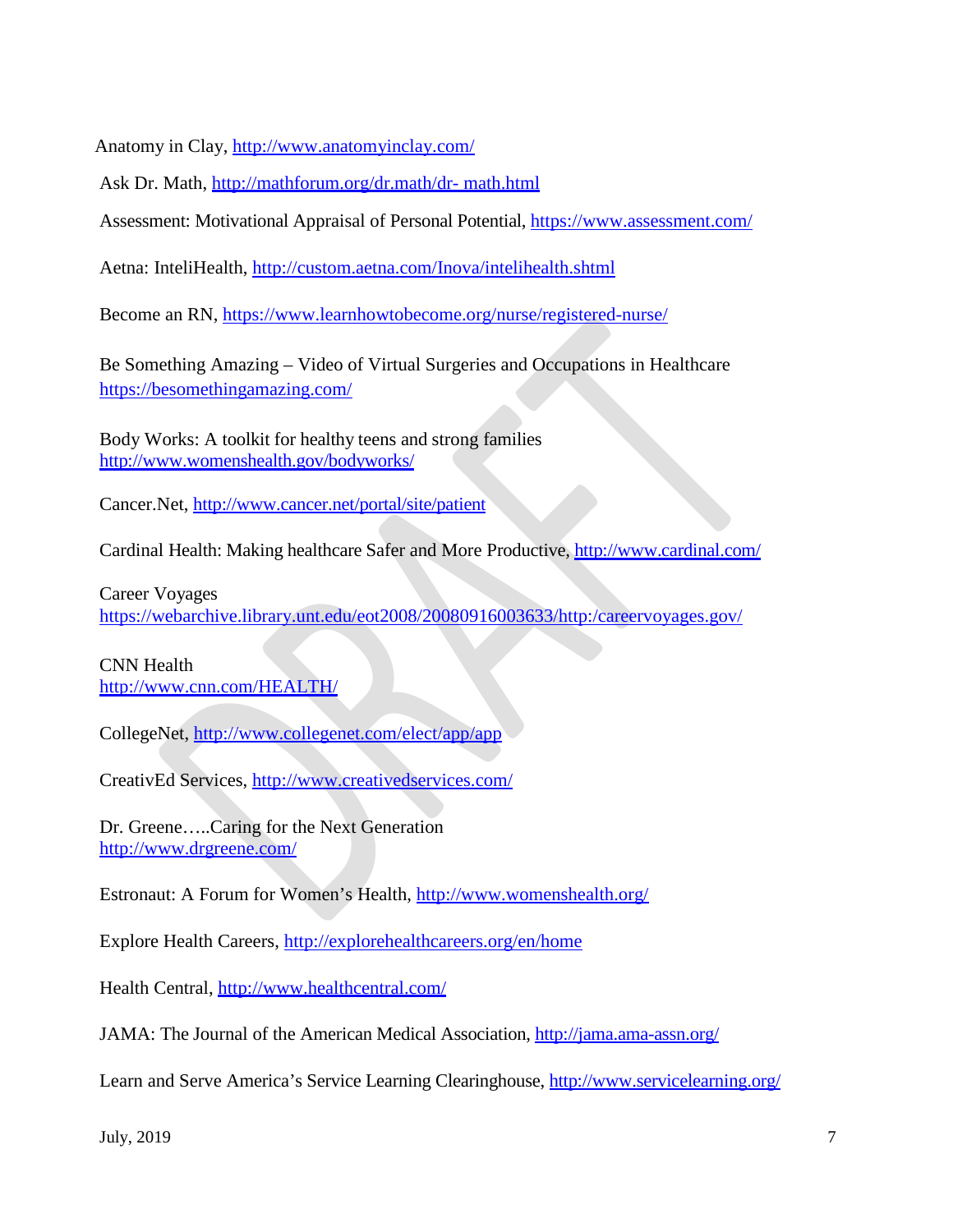Anatomy in Clay, http://www.anatomyinclay.com/

Ask Dr. Math, http://mathforum.org/dr.math/dr- math.html

Assessment: Motivational Appraisal of Personal Potential, https://www.assessment.com/

Aetna: InteliHealth, http://custom.aetna.com/Inova/intelihealth.shtml

Become an RN, https://www.learnhowtobecome.org/nurse/registered-nurse/

Be Something Amazing – Video of Virtual Surgeries and Occupations in Healthcare
https://besomethingamazing.com/

Body Works: A toolkit for healthy teens and strong families
http://www.womenshealth.gov/bodyworks/

Cancer.Net, http://www.cancer.net/portal/site/patient

Cardinal Health: Making healthcare Safer and More Productive, http://www.cardinal.com/

Career Voyages
https://webarchive.library.unt.edu/eot2008/20080916003633/http:/careervoyages.gov/

CNN Health
http://www.cnn.com/HEALTH/

CollegeNet, http://www.collegenet.com/elect/app/app

CreativEd Services, http://www.creativedservices.com/

Dr. Greene…..Caring for the Next Generation
http://www.drgreene.com/

Estronaut: A Forum for Women's Health, http://www.womenshealth.org/

Explore Health Careers, http://explorehealthcareers.org/en/home

Health Central, http://www.healthcentral.com/

JAMA: The Journal of the American Medical Association, http://jama.ama-assn.org/

Learn and Serve America's Service Learning Clearinghouse, http://www.servicelearning.org/

July, 2019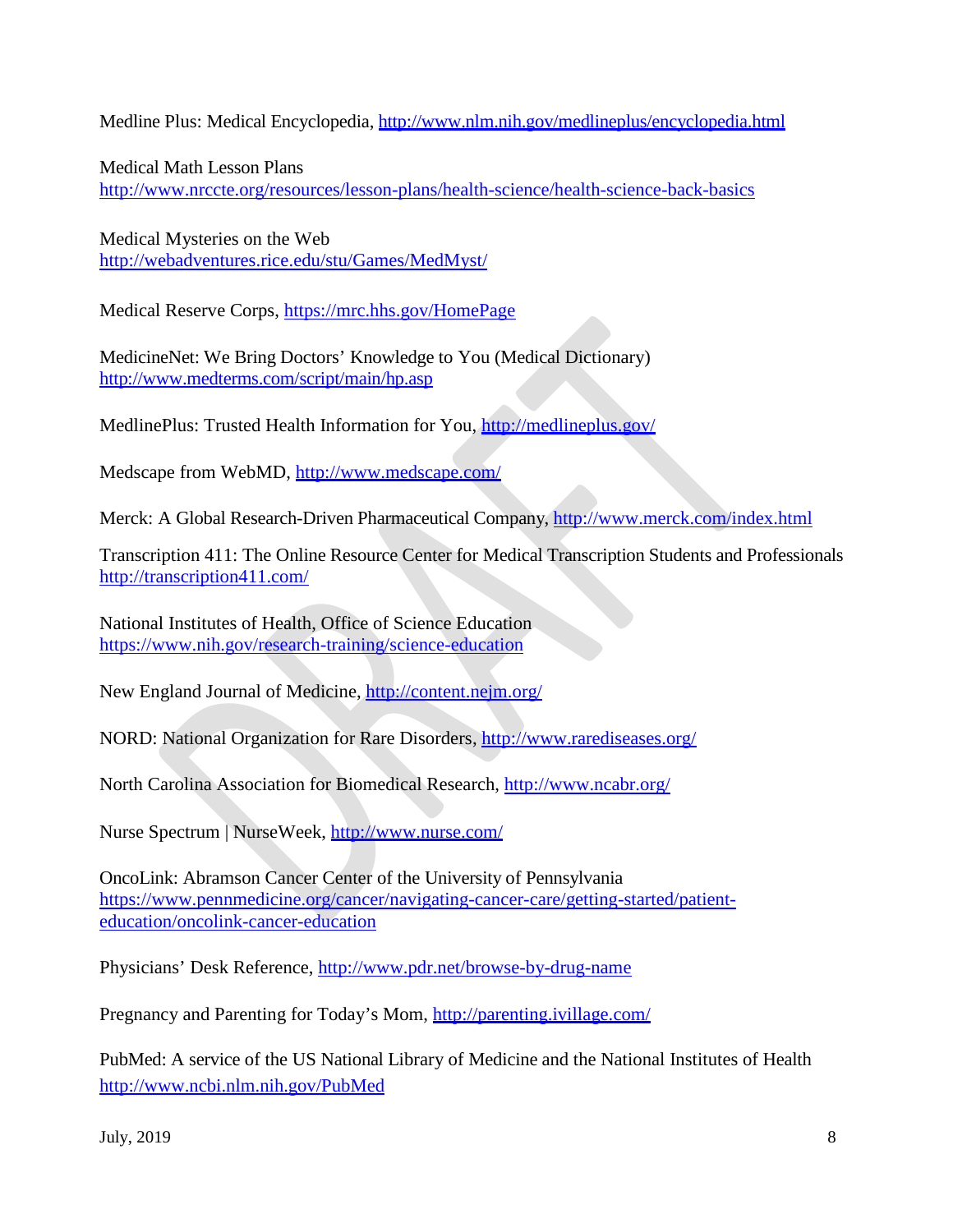Medline Plus: Medical Encyclopedia, http://www.nlm.nih.gov/medlineplus/encyclopedia.html

Medical Math Lesson Plans
http://www.nrccte.org/resources/lesson-plans/health-science/health-science-back-basics

Medical Mysteries on the Web
http://webadventures.rice.edu/stu/Games/MedMyst/

Medical Reserve Corps, https://mrc.hhs.gov/HomePage

MedicineNet: We Bring Doctors' Knowledge to You (Medical Dictionary)
http://www.medterms.com/script/main/hp.asp

MedlinePlus: Trusted Health Information for You, http://medlineplus.gov/

Medscape from WebMD, http://www.medscape.com/

Merck: A Global Research-Driven Pharmaceutical Company, http://www.merck.com/index.html

Transcription 411: The Online Resource Center for Medical Transcription Students and Professionals
http://transcription411.com/

National Institutes of Health, Office of Science Education
https://www.nih.gov/research-training/science-education

New England Journal of Medicine, http://content.nejm.org/

NORD: National Organization for Rare Disorders, http://www.rarediseases.org/

North Carolina Association for Biomedical Research, http://www.ncabr.org/

Nurse Spectrum | NurseWeek, http://www.nurse.com/

OncoLink: Abramson Cancer Center of the University of Pennsylvania
https://www.pennmedicine.org/cancer/navigating-cancer-care/getting-started/patient-education/oncolink-cancer-education

Physicians' Desk Reference, http://www.pdr.net/browse-by-drug-name

Pregnancy and Parenting for Today's Mom, http://parenting.ivillage.com/

PubMed: A service of the US National Library of Medicine and the National Institutes of Health
http://www.ncbi.nlm.nih.gov/PubMed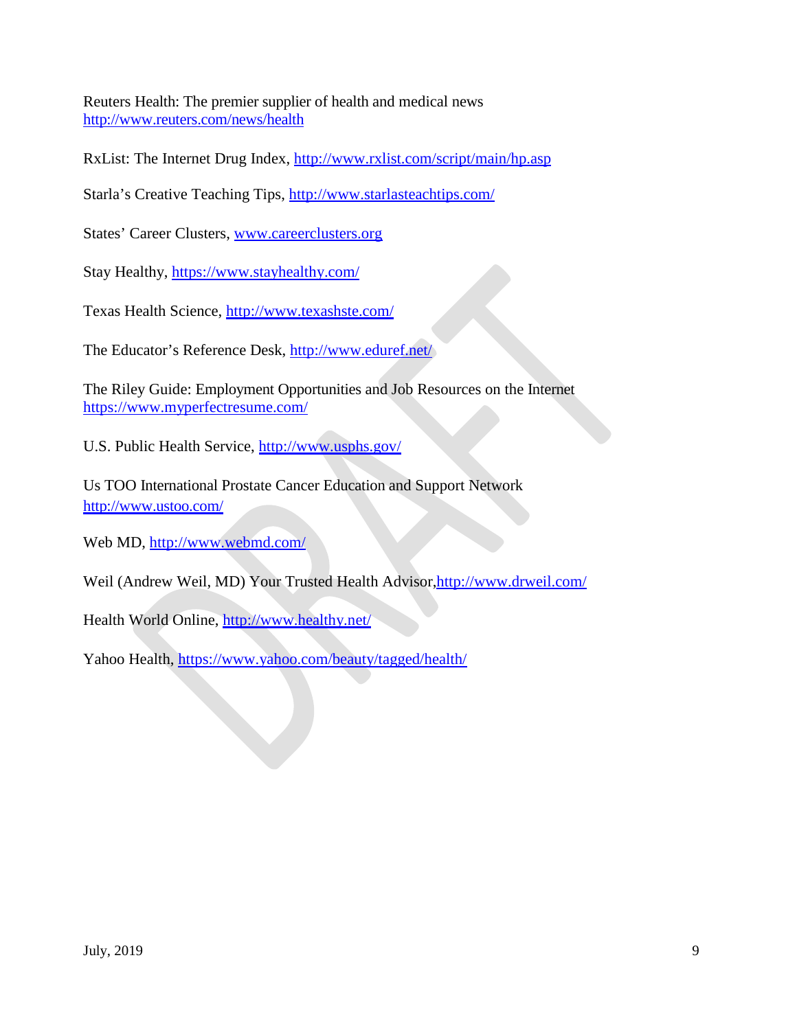Reuters Health: The premier supplier of health and medical news
http://www.reuters.com/news/health

RxList: The Internet Drug Index, http://www.rxlist.com/script/main/hp.asp

Starla's Creative Teaching Tips, http://www.starlasteachtips.com/

States' Career Clusters, www.careerclusters.org

Stay Healthy, https://www.stayhealthy.com/

Texas Health Science, http://www.texashste.com/

The Educator's Reference Desk, http://www.eduref.net/

The Riley Guide: Employment Opportunities and Job Resources on the Internet
https://www.myperfectresume.com/

U.S. Public Health Service, http://www.usphs.gov/

Us TOO International Prostate Cancer Education and Support Network
http://www.ustoo.com/

Web MD, http://www.webmd.com/

Weil (Andrew Weil, MD) Your Trusted Health Advisor,http://www.drweil.com/

Health World Online, http://www.healthy.net/

Yahoo Health, https://www.yahoo.com/beauty/tagged/health/